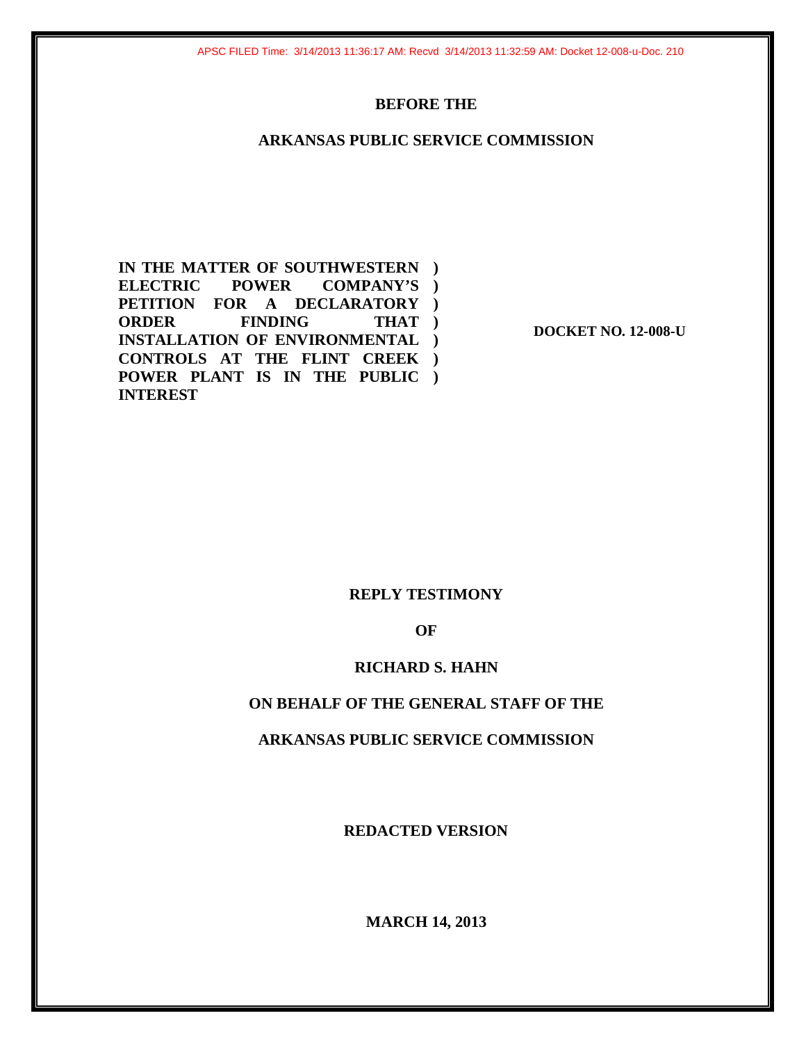APSC FILED Time: 3/14/2013 11:36:17 AM: Recvd 3/14/2013 11:32:59 AM: Docket 12-008-u-Doc. 210

**BEFORE THE**

**ARKANSAS PUBLIC SERVICE COMMISSION**

| | | |
|---|---|---|
| **IN THE MATTER OF SOUTHWESTERN ELECTRIC POWER COMPANY'S PETITION FOR A DECLARATORY ORDER FINDING THAT INSTALLATION OF ENVIRONMENTAL CONTROLS AT THE FLINT CREEK POWER PLANT IS IN THE PUBLIC INTEREST** | **)<br>)<br>)<br>)<br>)<br>)<br>)** | **DOCKET NO. 12-008-U** |

**REPLY TESTIMONY**

**OF**

**RICHARD S. HAHN**

**ON BEHALF OF THE GENERAL STAFF OF THE**

**ARKANSAS PUBLIC SERVICE COMMISSION**

**REDACTED VERSION**

**MARCH 14, 2013**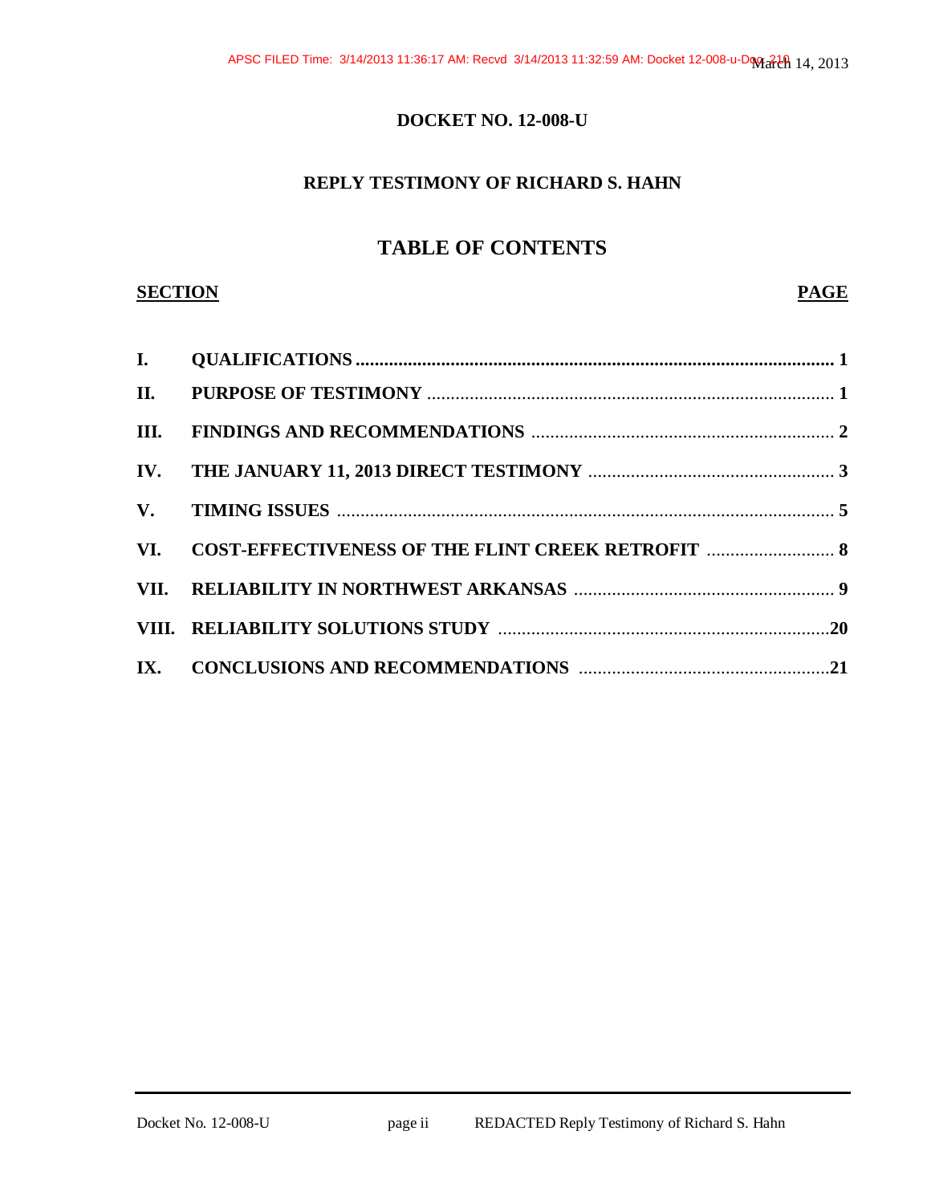# DOCKET NO. 12-008-U

## REPLY TESTIMONY OF RICHARD S. HAHN

## TABLE OF CONTENTS

| SECTION | | PAGE |
|---|---|---|
| I. | QUALIFICATIONS | 1 |
| II. | PURPOSE OF TESTIMONY | 1 |
| III. | FINDINGS AND RECOMMENDATIONS | 2 |
| IV. | THE JANUARY 11, 2013 DIRECT TESTIMONY | 3 |
| V. | TIMING ISSUES | 5 |
| VI. | COST-EFFECTIVENESS OF THE FLINT CREEK RETROFIT | 8 |
| VII. | RELIABILITY IN NORTHWEST ARKANSAS | 9 |
| VIII. | RELIABILITY SOLUTIONS STUDY | 20 |
| IX. | CONCLUSIONS AND RECOMMENDATIONS | 21 |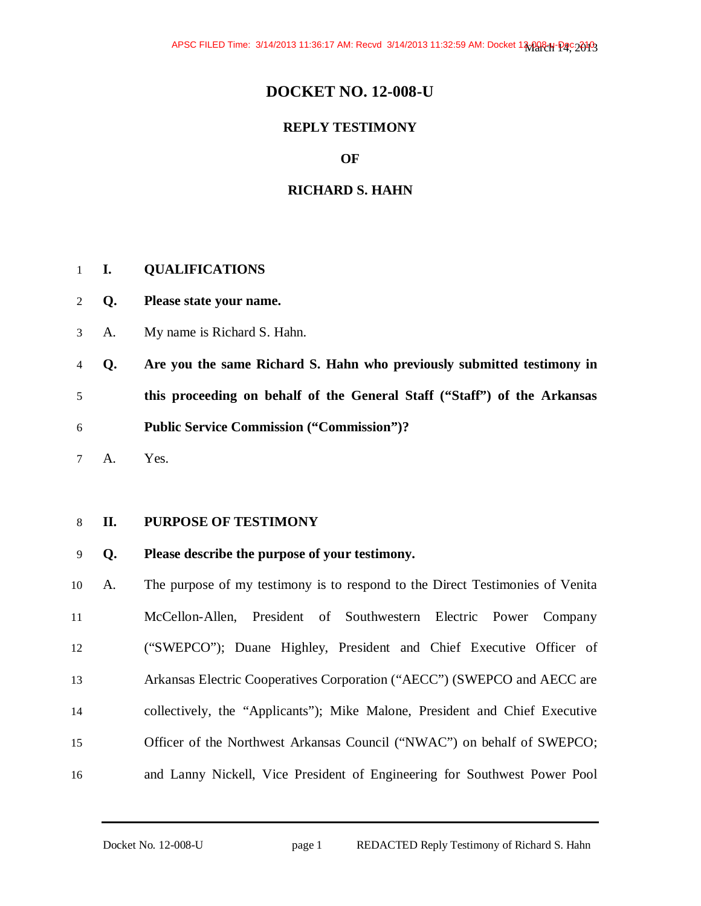# DOCKET NO. 12-008-U

## REPLY TESTIMONY

## OF

## RICHARD S. HAHN

**I. QUALIFICATIONS**

**Q. Please state your name.**

A. My name is Richard S. Hahn.

**Q. Are you the same Richard S. Hahn who previously submitted testimony in this proceeding on behalf of the General Staff ("Staff") of the Arkansas Public Service Commission ("Commission")?**

A. Yes.

**II. PURPOSE OF TESTIMONY**

**Q. Please describe the purpose of your testimony.**

A. The purpose of my testimony is to respond to the Direct Testimonies of Venita McCellon-Allen, President of Southwestern Electric Power Company ("SWEPCO"); Duane Highley, President and Chief Executive Officer of Arkansas Electric Cooperatives Corporation ("AECC") (SWEPCO and AECC are collectively, the "Applicants"); Mike Malone, President and Chief Executive Officer of the Northwest Arkansas Council ("NWAC") on behalf of SWEPCO; and Lanny Nickell, Vice President of Engineering for Southwest Power Pool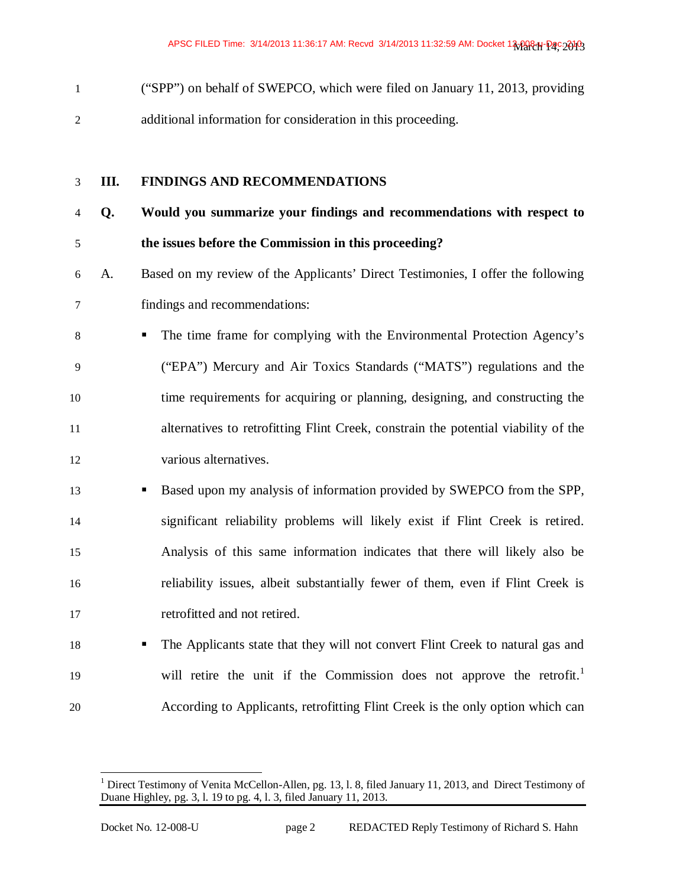("SPP") on behalf of SWEPCO, which were filed on January 11, 2013, providing additional information for consideration in this proceeding.

## III. FINDINGS AND RECOMMENDATIONS

**Q. Would you summarize your findings and recommendations with respect to the issues before the Commission in this proceeding?**

A. Based on my review of the Applicants' Direct Testimonies, I offer the following findings and recommendations:

- The time frame for complying with the Environmental Protection Agency's ("EPA") Mercury and Air Toxics Standards ("MATS") regulations and the time requirements for acquiring or planning, designing, and constructing the alternatives to retrofitting Flint Creek, constrain the potential viability of the various alternatives.
- Based upon my analysis of information provided by SWEPCO from the SPP, significant reliability problems will likely exist if Flint Creek is retired. Analysis of this same information indicates that there will likely also be reliability issues, albeit substantially fewer of them, even if Flint Creek is retrofitted and not retired.
- The Applicants state that they will not convert Flint Creek to natural gas and will retire the unit if the Commission does not approve the retrofit.[1] According to Applicants, retrofitting Flint Creek is the only option which can

[1] Direct Testimony of Venita McCellon-Allen, pg. 13, l. 8, filed January 11, 2013, and Direct Testimony of Duane Highley, pg. 3, l. 19 to pg. 4, l. 3, filed January 11, 2013.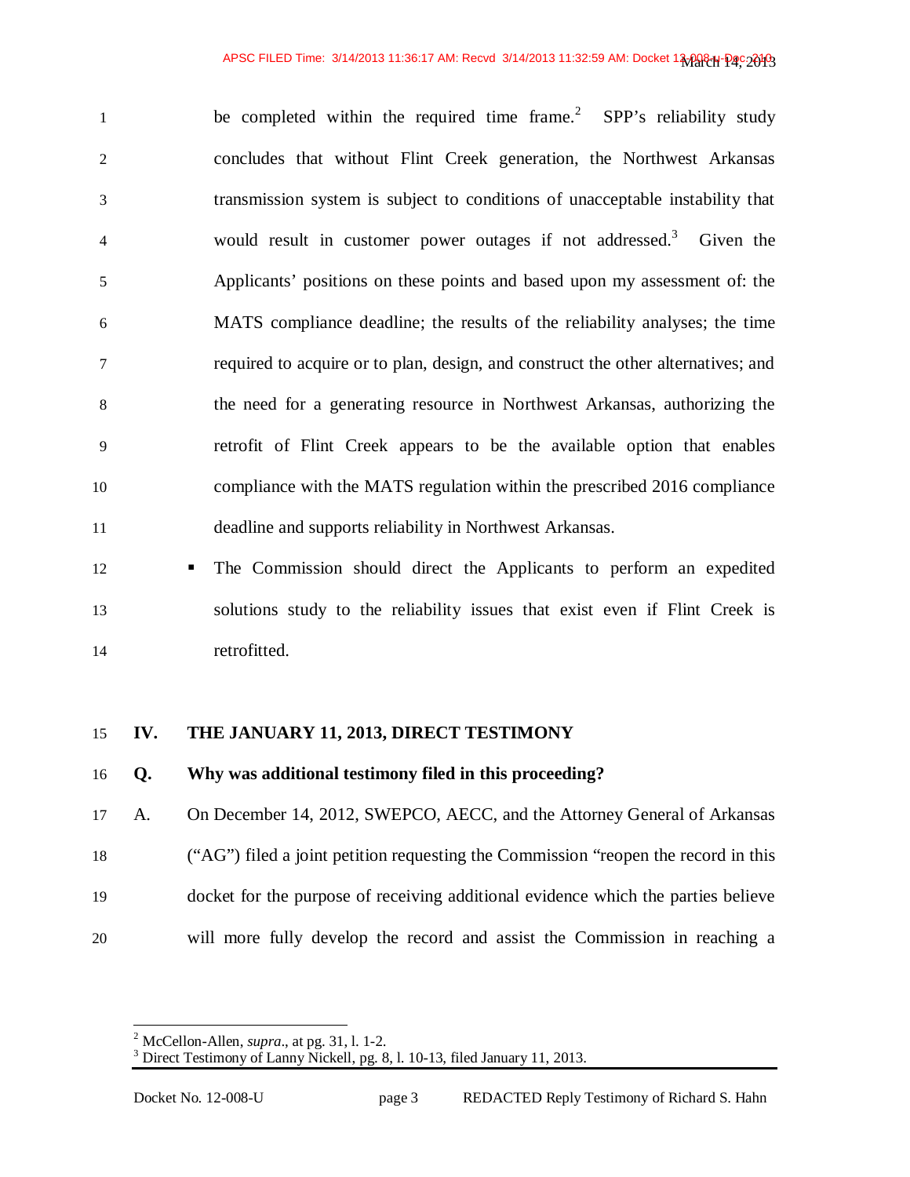be completed within the required time frame.[2] SPP's reliability study concludes that without Flint Creek generation, the Northwest Arkansas transmission system is subject to conditions of unacceptable instability that would result in customer power outages if not addressed.[3] Given the Applicants' positions on these points and based upon my assessment of: the MATS compliance deadline; the results of the reliability analyses; the time required to acquire or to plan, design, and construct the other alternatives; and the need for a generating resource in Northwest Arkansas, authorizing the retrofit of Flint Creek appears to be the available option that enables compliance with the MATS regulation within the prescribed 2016 compliance deadline and supports reliability in Northwest Arkansas.

- The Commission should direct the Applicants to perform an expedited solutions study to the reliability issues that exist even if Flint Creek is retrofitted.

## IV. THE JANUARY 11, 2013, DIRECT TESTIMONY

**Q. Why was additional testimony filed in this proceeding?**

A. On December 14, 2012, SWEPCO, AECC, and the Attorney General of Arkansas ("AG") filed a joint petition requesting the Commission "reopen the record in this docket for the purpose of receiving additional evidence which the parties believe will more fully develop the record and assist the Commission in reaching a

---

[2] McCellon-Allen, *supra*., at pg. 31, l. 1-2.

[3] Direct Testimony of Lanny Nickell, pg. 8, l. 10-13, filed January 11, 2013.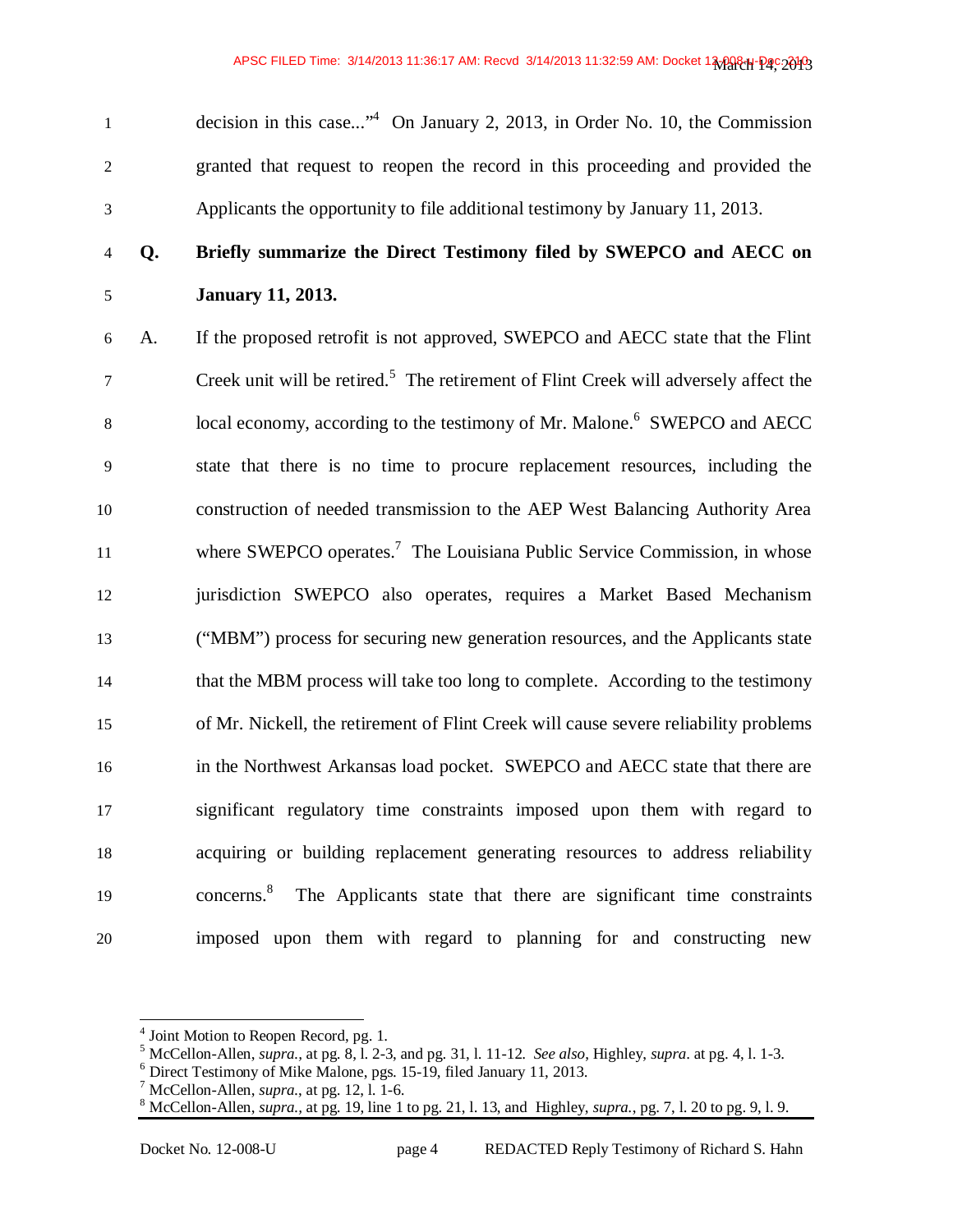decision in this case..."[4] On January 2, 2013, in Order No. 10, the Commission granted that request to reopen the record in this proceeding and provided the Applicants the opportunity to file additional testimony by January 11, 2013.

**Q. Briefly summarize the Direct Testimony filed by SWEPCO and AECC on January 11, 2013.**

A. If the proposed retrofit is not approved, SWEPCO and AECC state that the Flint Creek unit will be retired.[5] The retirement of Flint Creek will adversely affect the local economy, according to the testimony of Mr. Malone.[6] SWEPCO and AECC state that there is no time to procure replacement resources, including the construction of needed transmission to the AEP West Balancing Authority Area where SWEPCO operates.[7] The Louisiana Public Service Commission, in whose jurisdiction SWEPCO also operates, requires a Market Based Mechanism ("MBM") process for securing new generation resources, and the Applicants state that the MBM process will take too long to complete. According to the testimony of Mr. Nickell, the retirement of Flint Creek will cause severe reliability problems in the Northwest Arkansas load pocket. SWEPCO and AECC state that there are significant regulatory time constraints imposed upon them with regard to acquiring or building replacement generating resources to address reliability concerns.[8] The Applicants state that there are significant time constraints imposed upon them with regard to planning for and constructing new

---

[4] Joint Motion to Reopen Record, pg. 1.

[5] McCellon-Allen, *supra.*, at pg. 8, l. 2-3, and pg. 31, l. 11-12. *See also*, Highley, *supra*. at pg. 4, l. 1-3.

[6] Direct Testimony of Mike Malone, pgs. 15-19, filed January 11, 2013.

[7] McCellon-Allen, *supra.*, at pg. 12, l. 1-6.

[8] McCellon-Allen, *supra.*, at pg. 19, line 1 to pg. 21, l. 13, and Highley, *supra.*, pg. 7, l. 20 to pg. 9, l. 9.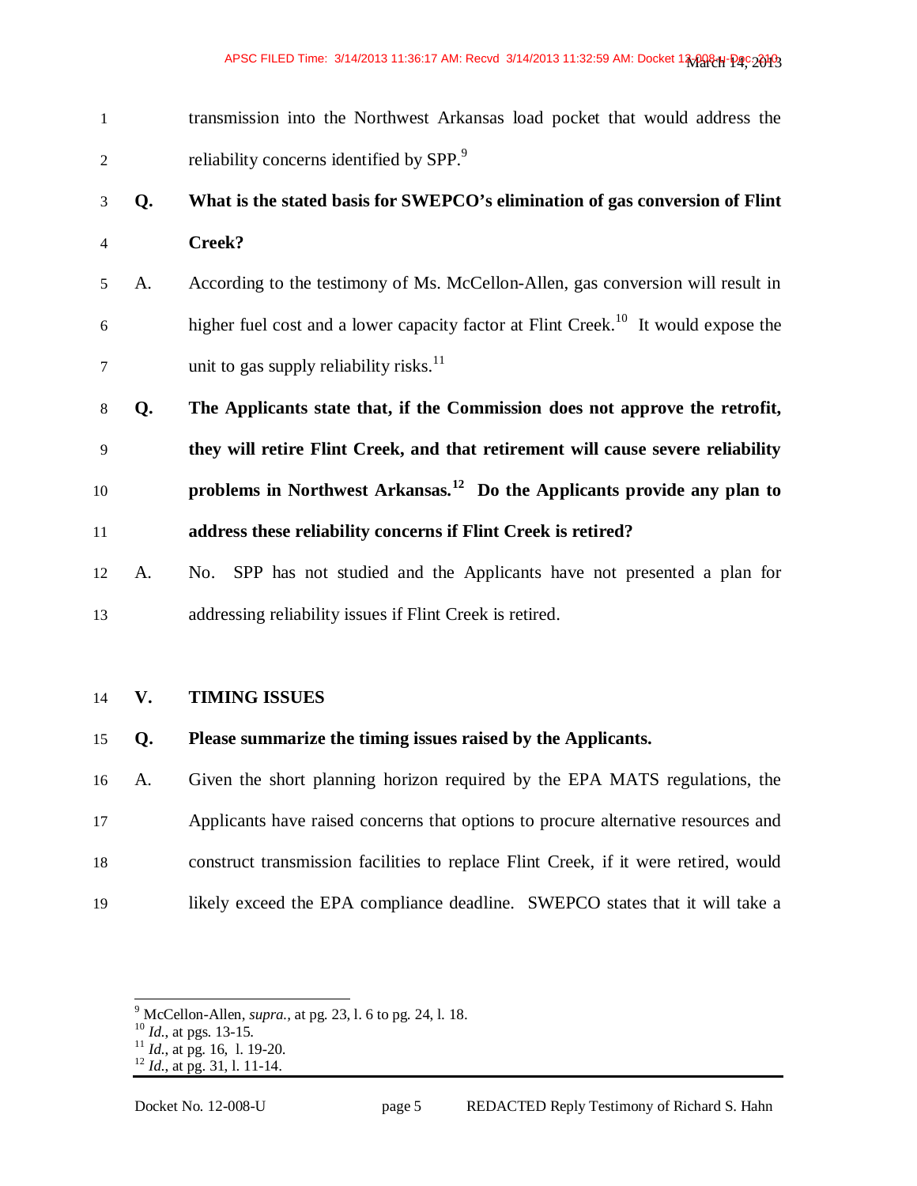transmission into the Northwest Arkansas load pocket that would address the reliability concerns identified by SPP.[9]

**Q. What is the stated basis for SWEPCO's elimination of gas conversion of Flint Creek?**

A. According to the testimony of Ms. McCellon-Allen, gas conversion will result in higher fuel cost and a lower capacity factor at Flint Creek.[10] It would expose the unit to gas supply reliability risks.[11]

**Q. The Applicants state that, if the Commission does not approve the retrofit, they will retire Flint Creek, and that retirement will cause severe reliability problems in Northwest Arkansas.[12] Do the Applicants provide any plan to address these reliability concerns if Flint Creek is retired?**

A. No. SPP has not studied and the Applicants have not presented a plan for addressing reliability issues if Flint Creek is retired.

## V. TIMING ISSUES

**Q. Please summarize the timing issues raised by the Applicants.**

A. Given the short planning horizon required by the EPA MATS regulations, the Applicants have raised concerns that options to procure alternative resources and construct transmission facilities to replace Flint Creek, if it were retired, would likely exceed the EPA compliance deadline. SWEPCO states that it will take a

---

[9] McCellon-Allen, *supra.*, at pg. 23, l. 6 to pg. 24, l. 18.

[10] *Id.*, at pgs. 13-15.

[11] *Id.*, at pg. 16, l. 19-20.

[12] *Id.*, at pg. 31, l. 11-14.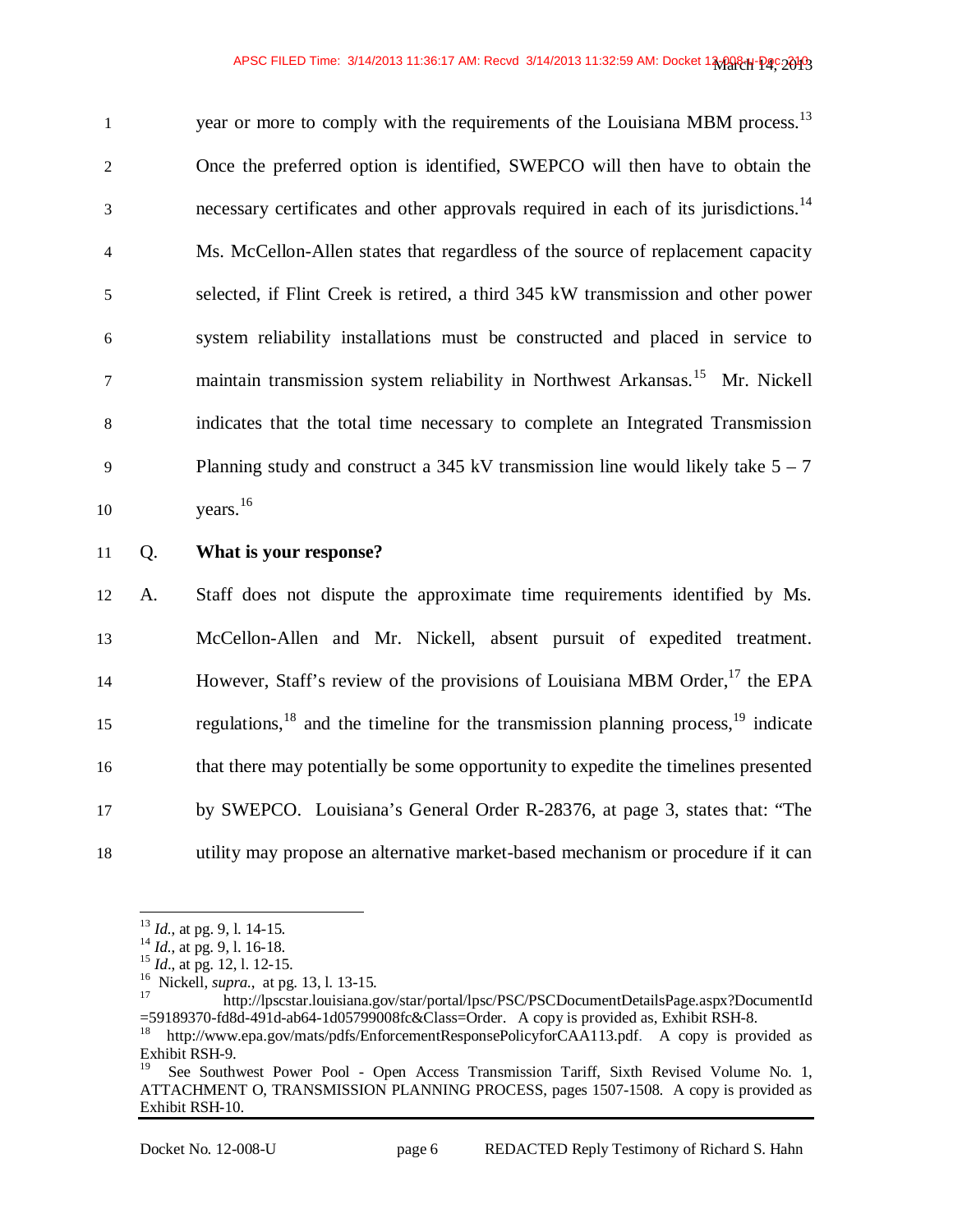year or more to comply with the requirements of the Louisiana MBM process.[13] Once the preferred option is identified, SWEPCO will then have to obtain the necessary certificates and other approvals required in each of its jurisdictions.[14] Ms. McCellon-Allen states that regardless of the source of replacement capacity selected, if Flint Creek is retired, a third 345 kW transmission and other power system reliability installations must be constructed and placed in service to maintain transmission system reliability in Northwest Arkansas.[15] Mr. Nickell indicates that the total time necessary to complete an Integrated Transmission Planning study and construct a 345 kV transmission line would likely take 5 – 7 years.[16]

Q. **What is your response?**

A. Staff does not dispute the approximate time requirements identified by Ms. McCellon-Allen and Mr. Nickell, absent pursuit of expedited treatment. However, Staff's review of the provisions of Louisiana MBM Order,[17] the EPA regulations,[18] and the timeline for the transmission planning process,[19] indicate that there may potentially be some opportunity to expedite the timelines presented by SWEPCO. Louisiana's General Order R-28376, at page 3, states that: "The utility may propose an alternative market-based mechanism or procedure if it can

---

[13] *Id.*, at pg. 9, l. 14-15.
[14] *Id.*, at pg. 9, l. 16-18.
[15] *Id.*, at pg. 12, l. 12-15.
[16] Nickell, *supra.*, at pg. 13, l. 13-15.
[17] http://lpscstar.louisiana.gov/star/portal/lpsc/PSC/PSCDocumentDetailsPage.aspx?DocumentId=59189370-fd8d-491d-ab64-1d05799008fc&Class=Order. A copy is provided as, Exhibit RSH-8.
[18] http://www.epa.gov/mats/pdfs/EnforcementResponsePolicyforCAA113.pdf. A copy is provided as Exhibit RSH-9.
[19] See Southwest Power Pool - Open Access Transmission Tariff, Sixth Revised Volume No. 1, ATTACHMENT O, TRANSMISSION PLANNING PROCESS, pages 1507-1508. A copy is provided as Exhibit RSH-10.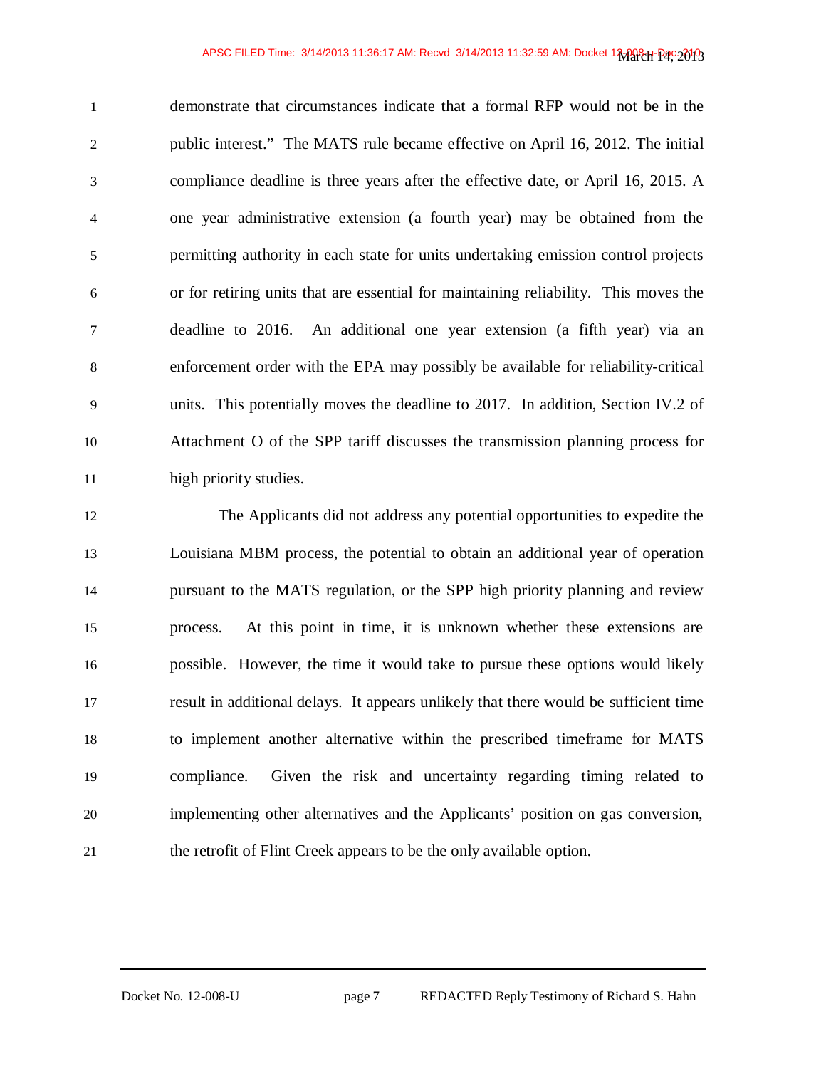demonstrate that circumstances indicate that a formal RFP would not be in the public interest." The MATS rule became effective on April 16, 2012. The initial compliance deadline is three years after the effective date, or April 16, 2015. A one year administrative extension (a fourth year) may be obtained from the permitting authority in each state for units undertaking emission control projects or for retiring units that are essential for maintaining reliability. This moves the deadline to 2016. An additional one year extension (a fifth year) via an enforcement order with the EPA may possibly be available for reliability-critical units. This potentially moves the deadline to 2017. In addition, Section IV.2 of Attachment O of the SPP tariff discusses the transmission planning process for high priority studies.

The Applicants did not address any potential opportunities to expedite the Louisiana MBM process, the potential to obtain an additional year of operation pursuant to the MATS regulation, or the SPP high priority planning and review process. At this point in time, it is unknown whether these extensions are possible. However, the time it would take to pursue these options would likely result in additional delays. It appears unlikely that there would be sufficient time to implement another alternative within the prescribed timeframe for MATS compliance. Given the risk and uncertainty regarding timing related to implementing other alternatives and the Applicants' position on gas conversion, the retrofit of Flint Creek appears to be the only available option.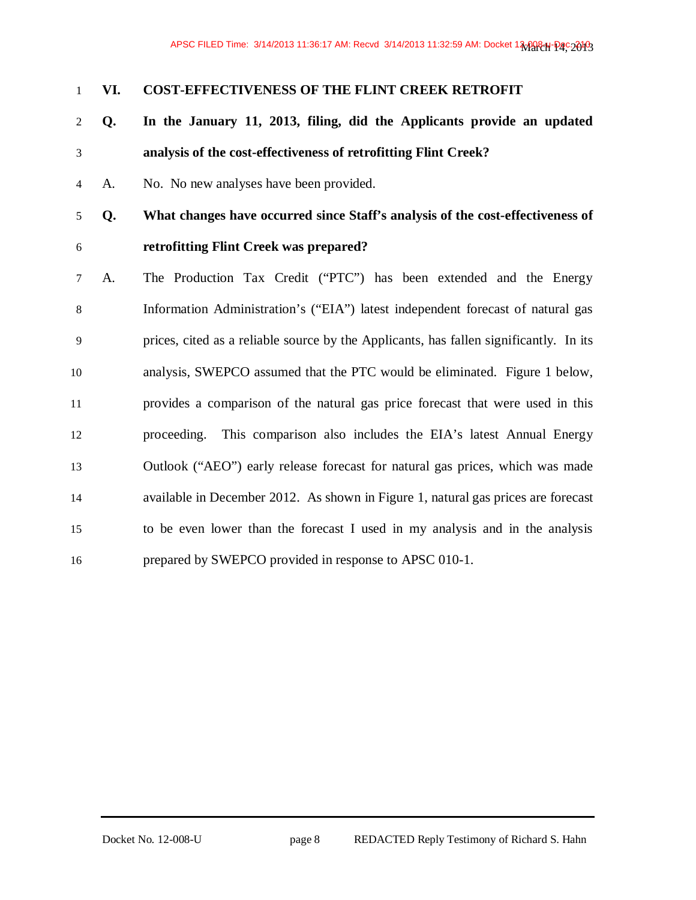## VI. COST-EFFECTIVENESS OF THE FLINT CREEK RETROFIT

**Q. In the January 11, 2013, filing, did the Applicants provide an updated analysis of the cost-effectiveness of retrofitting Flint Creek?**

A. No. No new analyses have been provided.

**Q. What changes have occurred since Staff's analysis of the cost-effectiveness of retrofitting Flint Creek was prepared?**

A. The Production Tax Credit ("PTC") has been extended and the Energy Information Administration's ("EIA") latest independent forecast of natural gas prices, cited as a reliable source by the Applicants, has fallen significantly. In its analysis, SWEPCO assumed that the PTC would be eliminated. Figure 1 below, provides a comparison of the natural gas price forecast that were used in this proceeding. This comparison also includes the EIA's latest Annual Energy Outlook ("AEO") early release forecast for natural gas prices, which was made available in December 2012. As shown in Figure 1, natural gas prices are forecast to be even lower than the forecast I used in my analysis and in the analysis prepared by SWEPCO provided in response to APSC 010-1.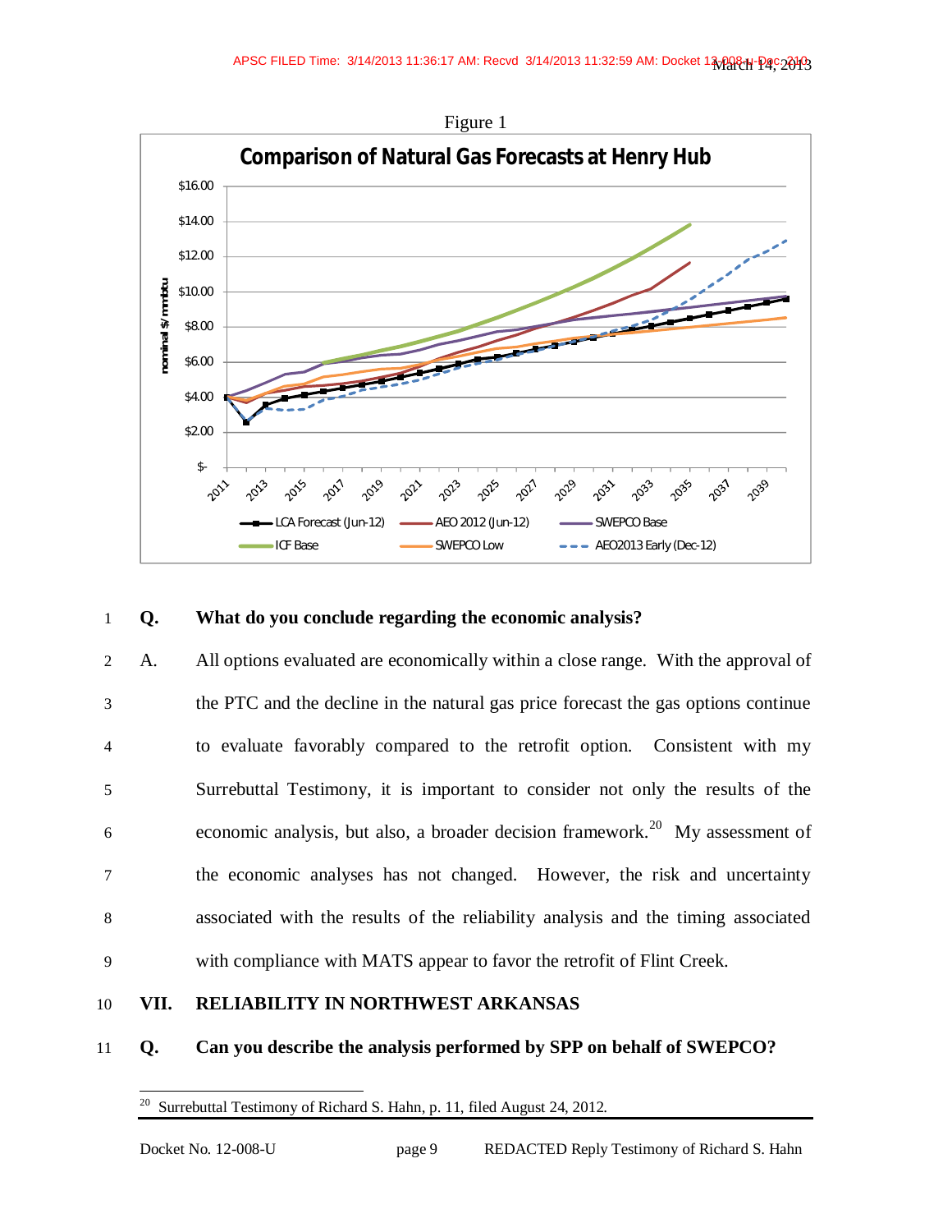Figure 1

**Comparison of Natural Gas Forecasts at Henry Hub**

1 **Q. What do you conclude regarding the economic analysis?**

2 A. All options evaluated are economically within a close range. With the approval of
3 the PTC and the decline in the natural gas price forecast the gas options continue
4 to evaluate favorably compared to the retrofit option. Consistent with my
5 Surrebuttal Testimony, it is important to consider not only the results of the
6 economic analysis, but also, a broader decision framework.[20] My assessment of
7 the economic analyses has not changed. However, the risk and uncertainty
8 associated with the results of the reliability analysis and the timing associated
9 with compliance with MATS appear to favor the retrofit of Flint Creek.

10 **VII. RELIABILITY IN NORTHWEST ARKANSAS**

11 **Q. Can you describe the analysis performed by SPP on behalf of SWEPCO?**

[20] Surrebuttal Testimony of Richard S. Hahn, p. 11, filed August 24, 2012.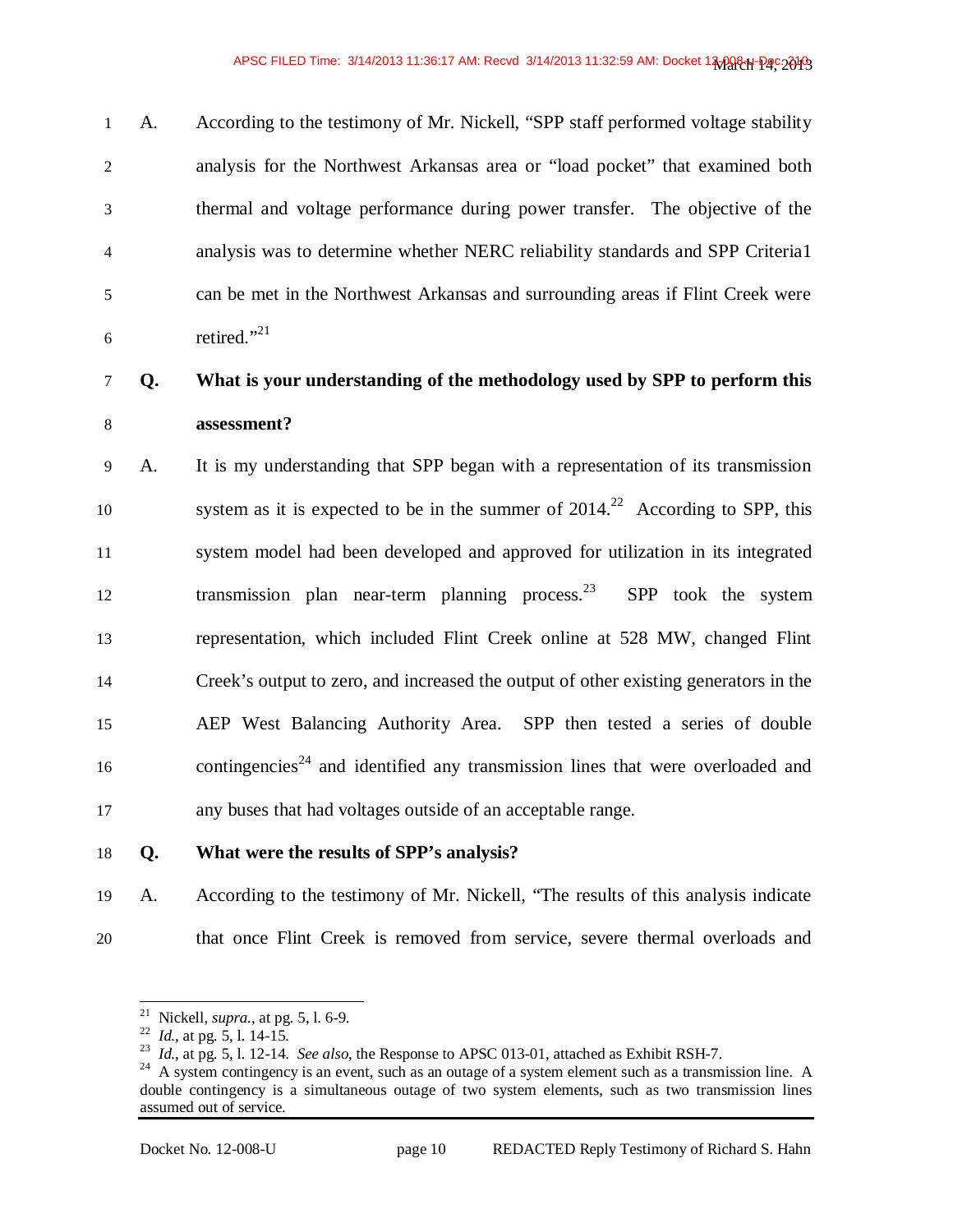A. According to the testimony of Mr. Nickell, "SPP staff performed voltage stability analysis for the Northwest Arkansas area or "load pocket" that examined both thermal and voltage performance during power transfer. The objective of the analysis was to determine whether NERC reliability standards and SPP Criteria1 can be met in the Northwest Arkansas and surrounding areas if Flint Creek were retired."[21]

**Q. What is your understanding of the methodology used by SPP to perform this assessment?**

A. It is my understanding that SPP began with a representation of its transmission system as it is expected to be in the summer of 2014.[22] According to SPP, this system model had been developed and approved for utilization in its integrated transmission plan near-term planning process.[23] SPP took the system representation, which included Flint Creek online at 528 MW, changed Flint Creek's output to zero, and increased the output of other existing generators in the AEP West Balancing Authority Area. SPP then tested a series of double contingencies[24] and identified any transmission lines that were overloaded and any buses that had voltages outside of an acceptable range.

**Q. What were the results of SPP's analysis?**

A. According to the testimony of Mr. Nickell, "The results of this analysis indicate that once Flint Creek is removed from service, severe thermal overloads and

---

[21] Nickell, *supra.*, at pg. 5, l. 6-9.

[22] *Id.*, at pg. 5, l. 14-15.

[23] *Id.*, at pg. 5, l. 12-14. *See also*, the Response to APSC 013-01, attached as Exhibit RSH-7.

[24] A system contingency is an event, such as an outage of a system element such as a transmission line. A double contingency is a simultaneous outage of two system elements, such as two transmission lines assumed out of service.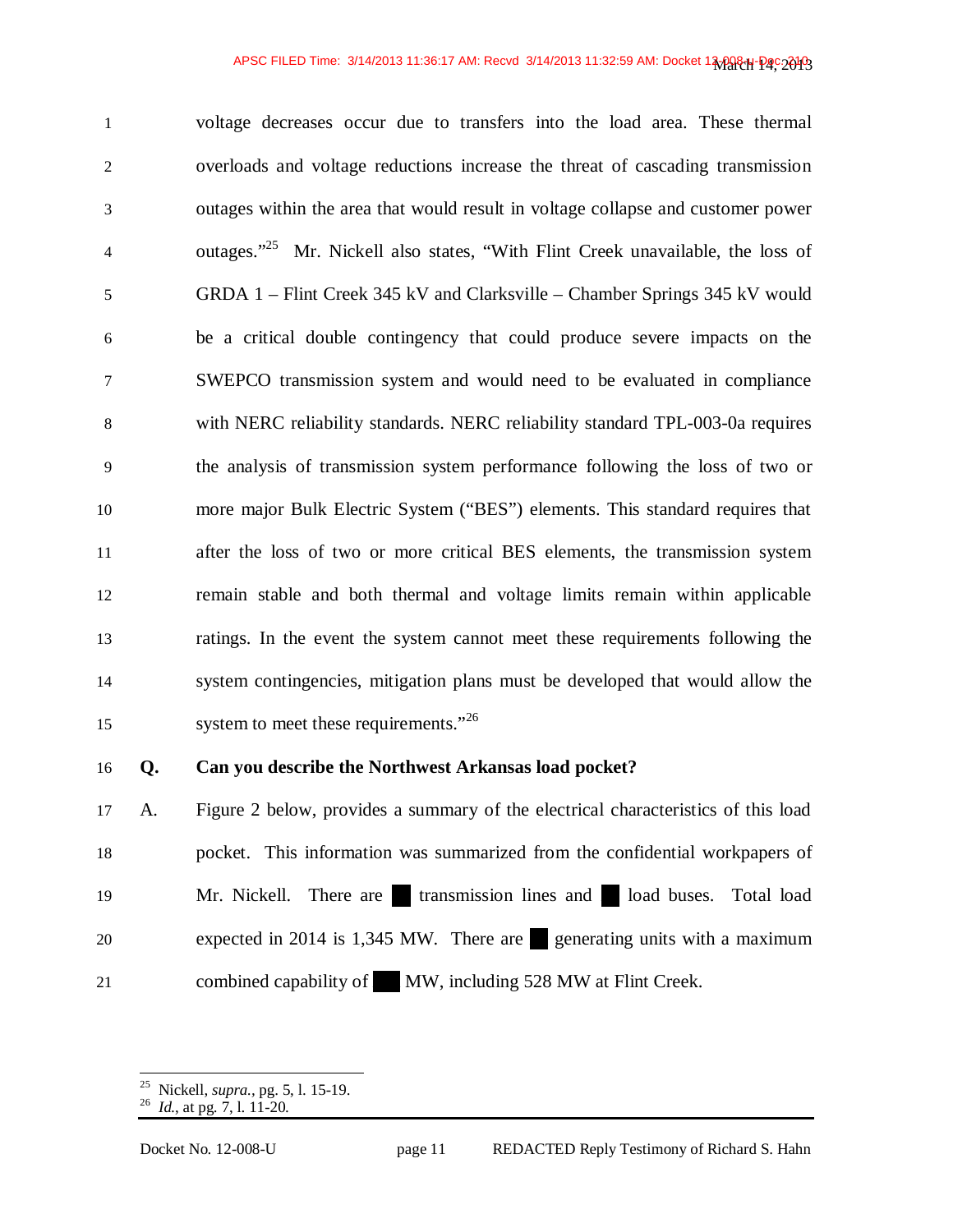voltage decreases occur due to transfers into the load area. These thermal overloads and voltage reductions increase the threat of cascading transmission outages within the area that would result in voltage collapse and customer power outages."[25] Mr. Nickell also states, "With Flint Creek unavailable, the loss of GRDA 1 – Flint Creek 345 kV and Clarksville – Chamber Springs 345 kV would be a critical double contingency that could produce severe impacts on the SWEPCO transmission system and would need to be evaluated in compliance with NERC reliability standards. NERC reliability standard TPL-003-0a requires the analysis of transmission system performance following the loss of two or more major Bulk Electric System ("BES") elements. This standard requires that after the loss of two or more critical BES elements, the transmission system remain stable and both thermal and voltage limits remain within applicable ratings. In the event the system cannot meet these requirements following the system contingencies, mitigation plans must be developed that would allow the system to meet these requirements."[26]

**Q. Can you describe the Northwest Arkansas load pocket?**

A. Figure 2 below, provides a summary of the electrical characteristics of this load pocket. This information was summarized from the confidential workpapers of Mr. Nickell. There are ██ transmission lines and ██ load buses. Total load expected in 2014 is 1,345 MW. There are ██ generating units with a maximum combined capability of ███ MW, including 528 MW at Flint Creek.

---

[25] Nickell, *supra.*, pg. 5, l. 15-19.

[26] *Id.*, at pg. 7, l. 11-20.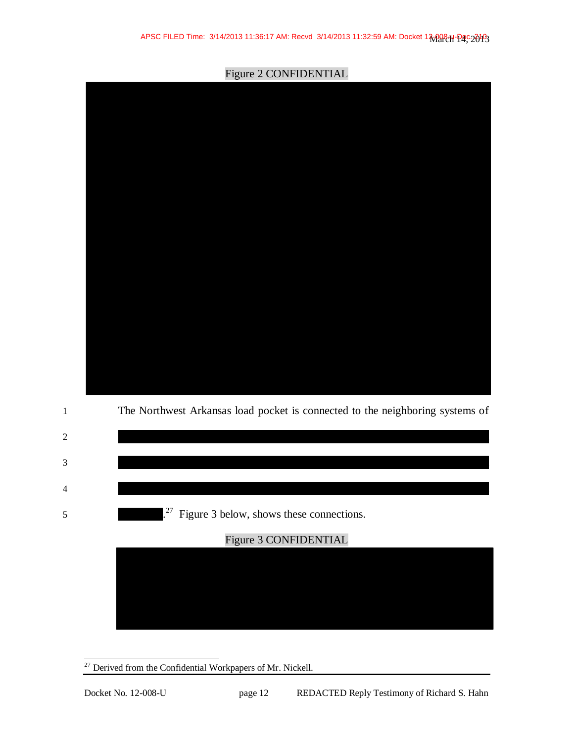Figure 2 CONFIDENTIAL

The Northwest Arkansas load pocket is connected to the neighboring systems of [REDACTED].[27] Figure 3 below, shows these connections.

Figure 3 CONFIDENTIAL

[27] Derived from the Confidential Workpapers of Mr. Nickell.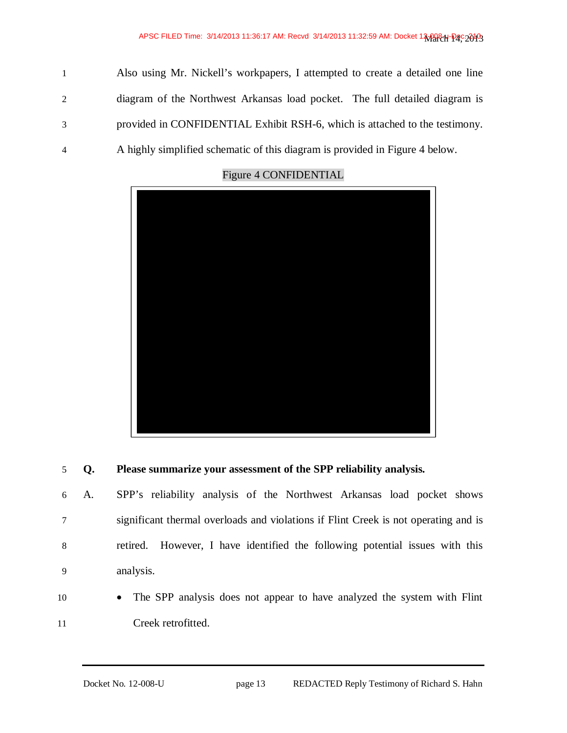Also using Mr. Nickell's workpapers, I attempted to create a detailed one line diagram of the Northwest Arkansas load pocket. The full detailed diagram is provided in CONFIDENTIAL Exhibit RSH-6, which is attached to the testimony. A highly simplified schematic of this diagram is provided in Figure 4 below.

Figure 4 CONFIDENTIAL

**Q. Please summarize your assessment of the SPP reliability analysis.**

A. SPP's reliability analysis of the Northwest Arkansas load pocket shows significant thermal overloads and violations if Flint Creek is not operating and is retired. However, I have identified the following potential issues with this analysis.

- The SPP analysis does not appear to have analyzed the system with Flint Creek retrofitted.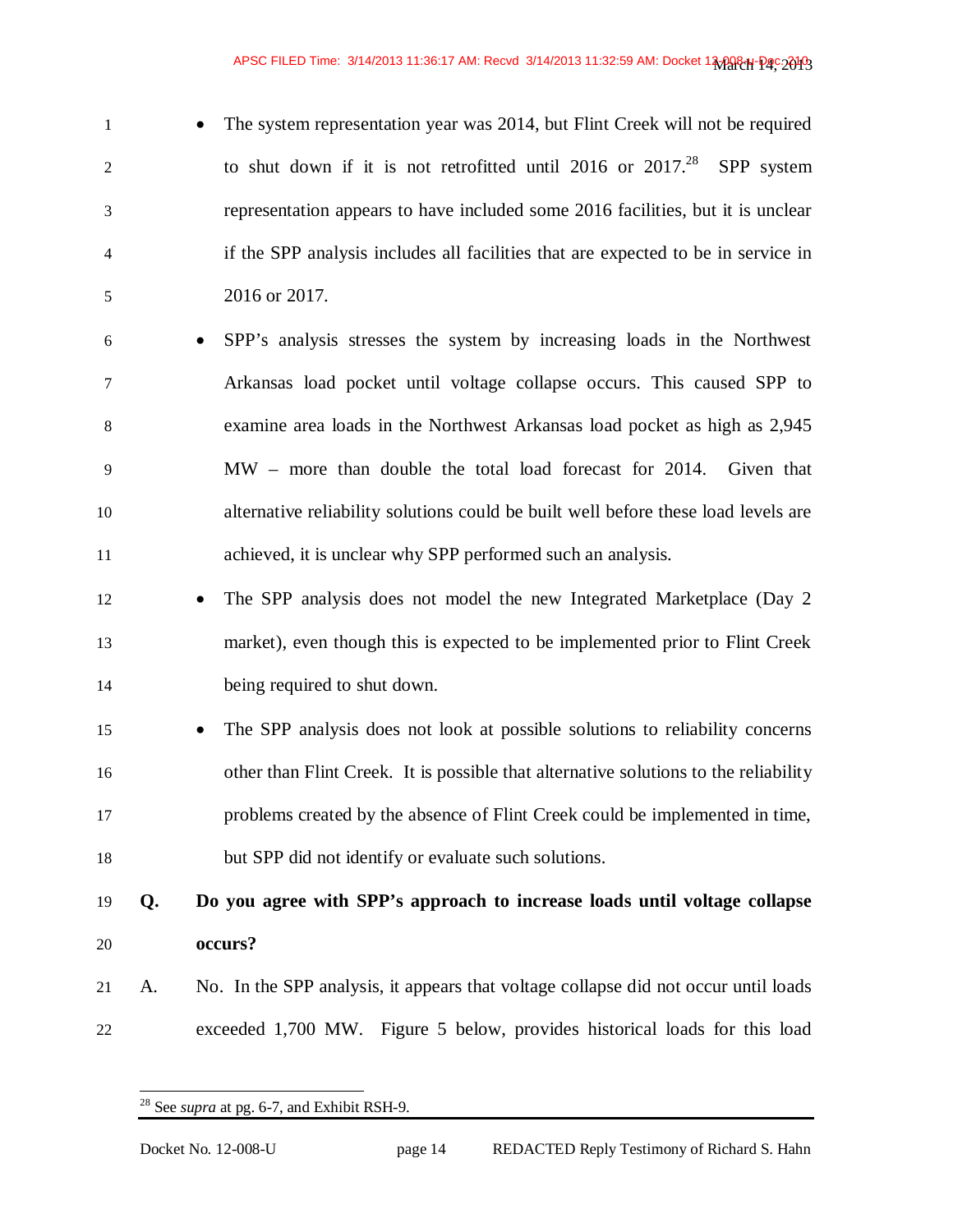- The system representation year was 2014, but Flint Creek will not be required to shut down if it is not retrofitted until 2016 or 2017.[28] SPP system representation appears to have included some 2016 facilities, but it is unclear if the SPP analysis includes all facilities that are expected to be in service in 2016 or 2017.
- SPP's analysis stresses the system by increasing loads in the Northwest Arkansas load pocket until voltage collapse occurs. This caused SPP to examine area loads in the Northwest Arkansas load pocket as high as 2,945 MW – more than double the total load forecast for 2014. Given that alternative reliability solutions could be built well before these load levels are achieved, it is unclear why SPP performed such an analysis.
- The SPP analysis does not model the new Integrated Marketplace (Day 2 market), even though this is expected to be implemented prior to Flint Creek being required to shut down.
- The SPP analysis does not look at possible solutions to reliability concerns other than Flint Creek. It is possible that alternative solutions to the reliability problems created by the absence of Flint Creek could be implemented in time, but SPP did not identify or evaluate such solutions.

**Q. Do you agree with SPP's approach to increase loads until voltage collapse occurs?**

A. No. In the SPP analysis, it appears that voltage collapse did not occur until loads exceeded 1,700 MW. Figure 5 below, provides historical loads for this load

[28] See *supra* at pg. 6-7, and Exhibit RSH-9.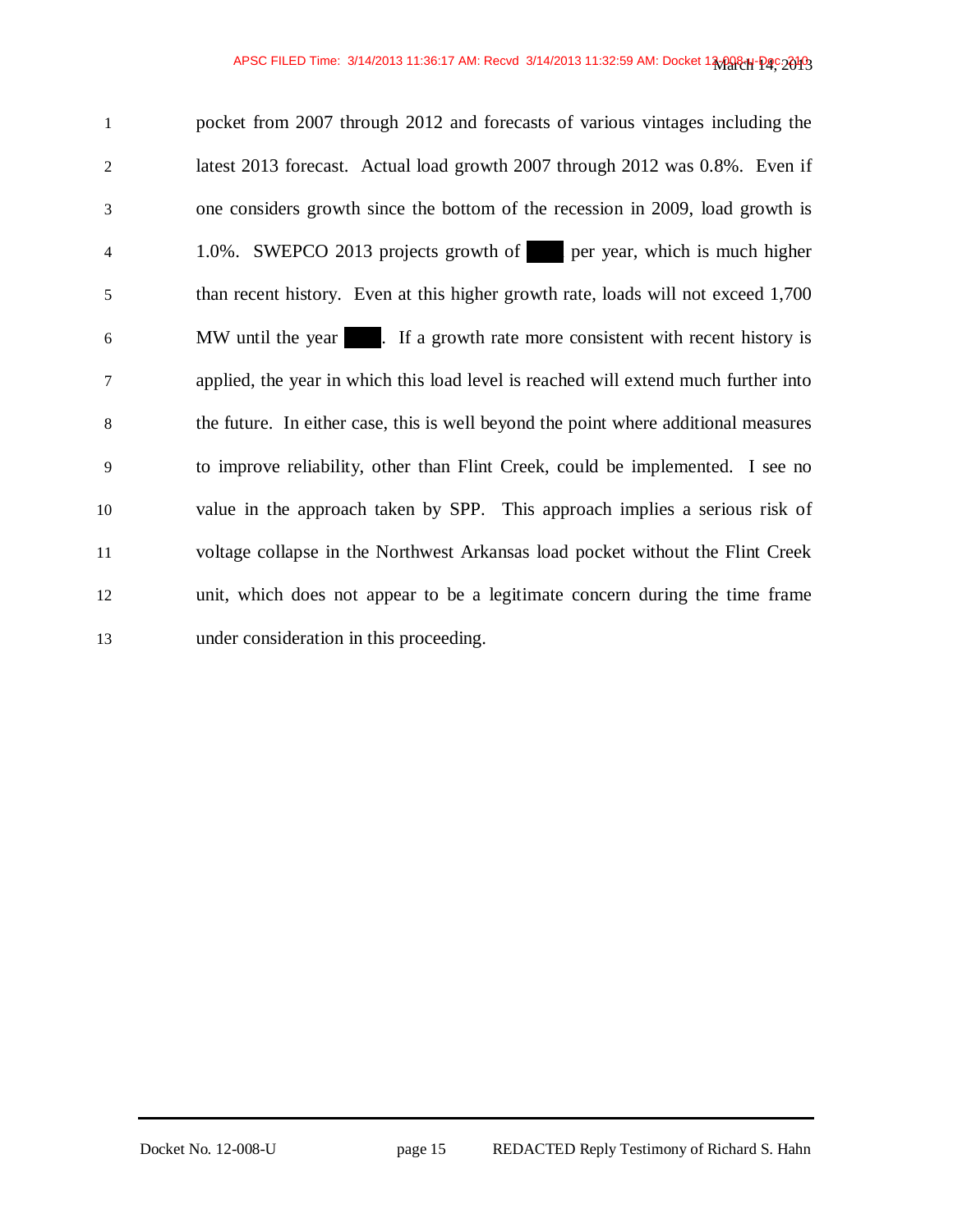pocket from 2007 through 2012 and forecasts of various vintages including the latest 2013 forecast. Actual load growth 2007 through 2012 was 0.8%. Even if one considers growth since the bottom of the recession in 2009, load growth is 1.0%. SWEPCO 2013 projects growth of ████ per year, which is much higher than recent history. Even at this higher growth rate, loads will not exceed 1,700 MW until the year ████. If a growth rate more consistent with recent history is applied, the year in which this load level is reached will extend much further into the future. In either case, this is well beyond the point where additional measures to improve reliability, other than Flint Creek, could be implemented. I see no value in the approach taken by SPP. This approach implies a serious risk of voltage collapse in the Northwest Arkansas load pocket without the Flint Creek unit, which does not appear to be a legitimate concern during the time frame under consideration in this proceeding.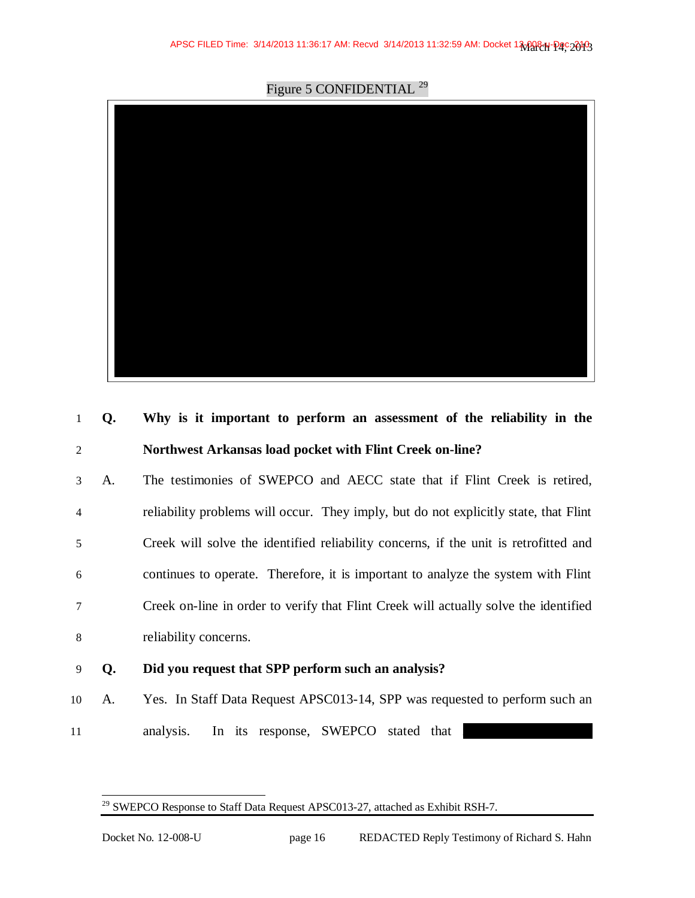Figure 5 CONFIDENTIAL [29]

**Q. Why is it important to perform an assessment of the reliability in the Northwest Arkansas load pocket with Flint Creek on-line?**

A. The testimonies of SWEPCO and AECC state that if Flint Creek is retired, reliability problems will occur. They imply, but do not explicitly state, that Flint Creek will solve the identified reliability concerns, if the unit is retrofitted and continues to operate. Therefore, it is important to analyze the system with Flint Creek on-line in order to verify that Flint Creek will actually solve the identified reliability concerns.

**Q. Did you request that SPP perform such an analysis?**

A. Yes. In Staff Data Request APSC013-14, SPP was requested to perform such an analysis. In its response, SWEPCO stated that

[29] SWEPCO Response to Staff Data Request APSC013-27, attached as Exhibit RSH-7.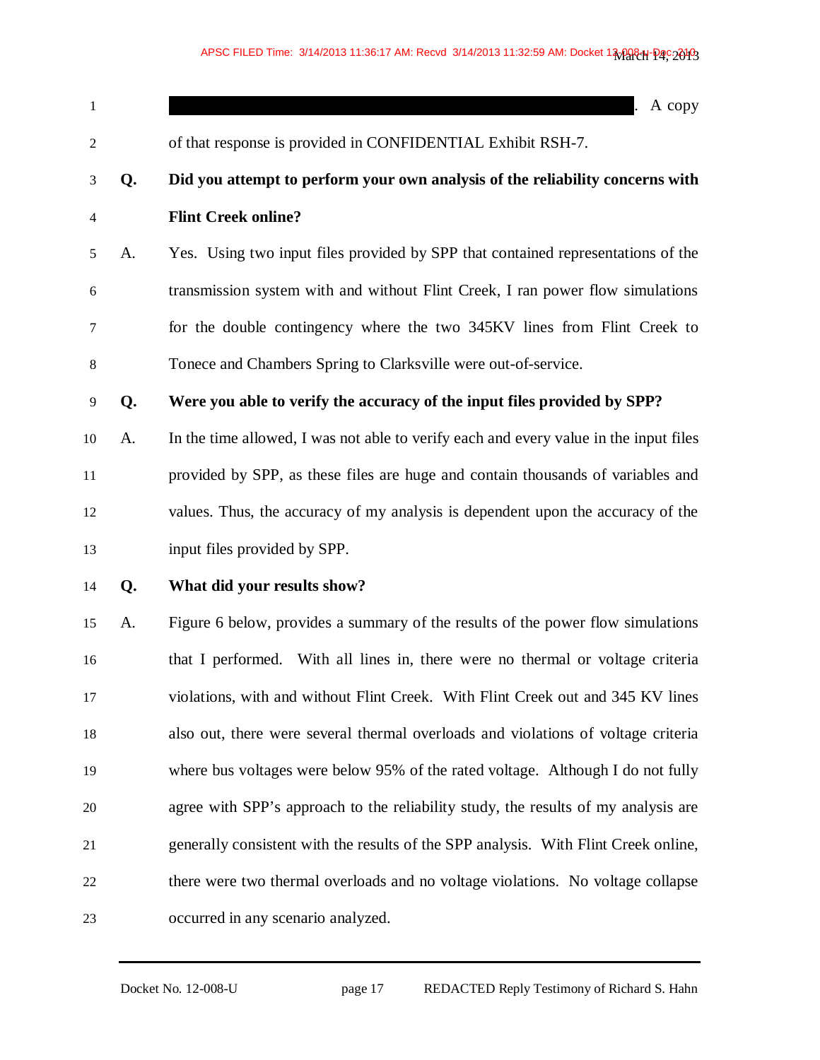[REDACTED]. A copy of that response is provided in CONFIDENTIAL Exhibit RSH-7.

**Q. Did you attempt to perform your own analysis of the reliability concerns with Flint Creek online?**

A. Yes. Using two input files provided by SPP that contained representations of the transmission system with and without Flint Creek, I ran power flow simulations for the double contingency where the two 345KV lines from Flint Creek to Tonece and Chambers Spring to Clarksville were out-of-service.

**Q. Were you able to verify the accuracy of the input files provided by SPP?**

A. In the time allowed, I was not able to verify each and every value in the input files provided by SPP, as these files are huge and contain thousands of variables and values. Thus, the accuracy of my analysis is dependent upon the accuracy of the input files provided by SPP.

**Q. What did your results show?**

A. Figure 6 below, provides a summary of the results of the power flow simulations that I performed. With all lines in, there were no thermal or voltage criteria violations, with and without Flint Creek. With Flint Creek out and 345 KV lines also out, there were several thermal overloads and violations of voltage criteria where bus voltages were below 95% of the rated voltage. Although I do not fully agree with SPP's approach to the reliability study, the results of my analysis are generally consistent with the results of the SPP analysis. With Flint Creek online, there were two thermal overloads and no voltage violations. No voltage collapse occurred in any scenario analyzed.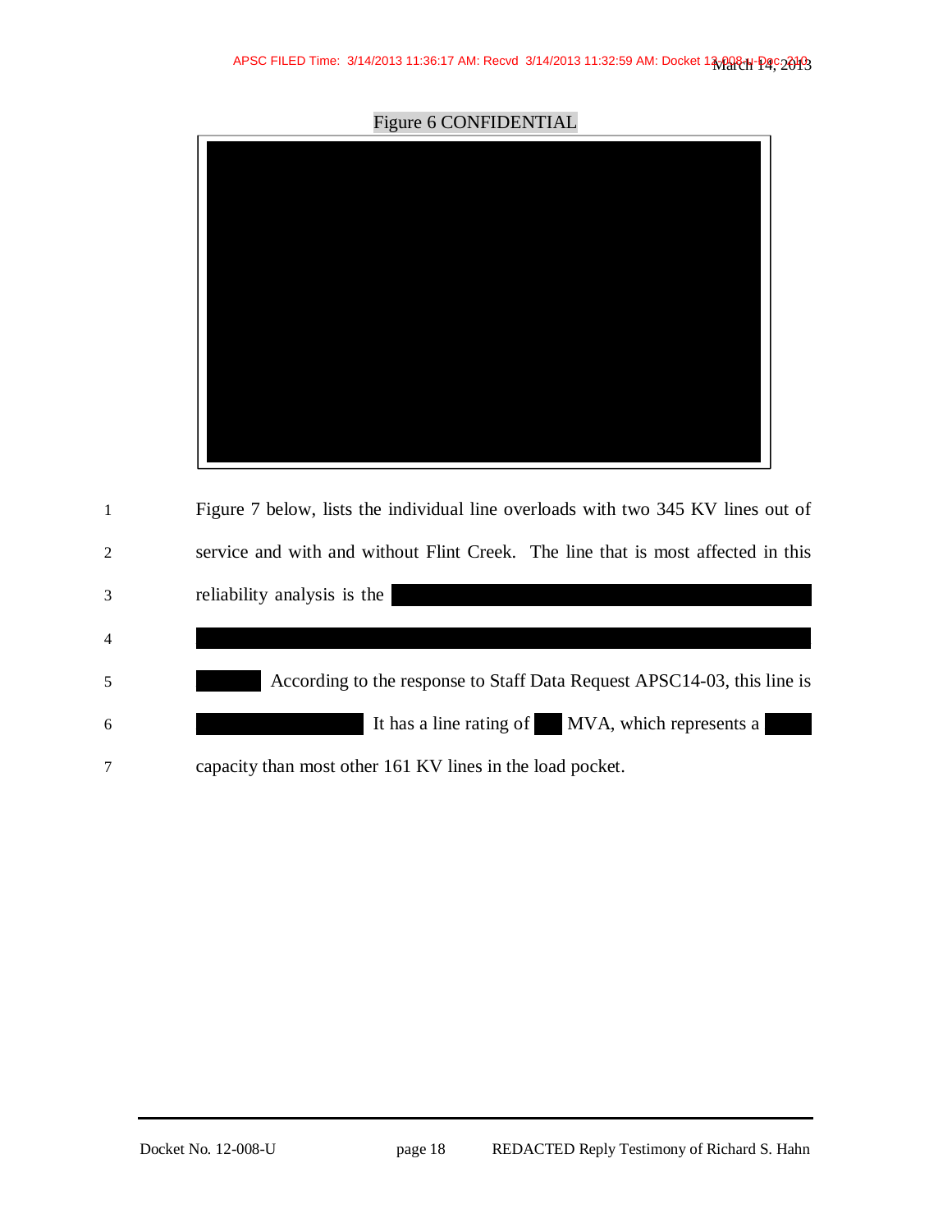Figure 6 CONFIDENTIAL

Figure 7 below, lists the individual line overloads with two 345 KV lines out of service and with and without Flint Creek. The line that is most affected in this reliability analysis is the

According to the response to Staff Data Request APSC14-03, this line is It has a line rating of MVA, which represents a capacity than most other 161 KV lines in the load pocket.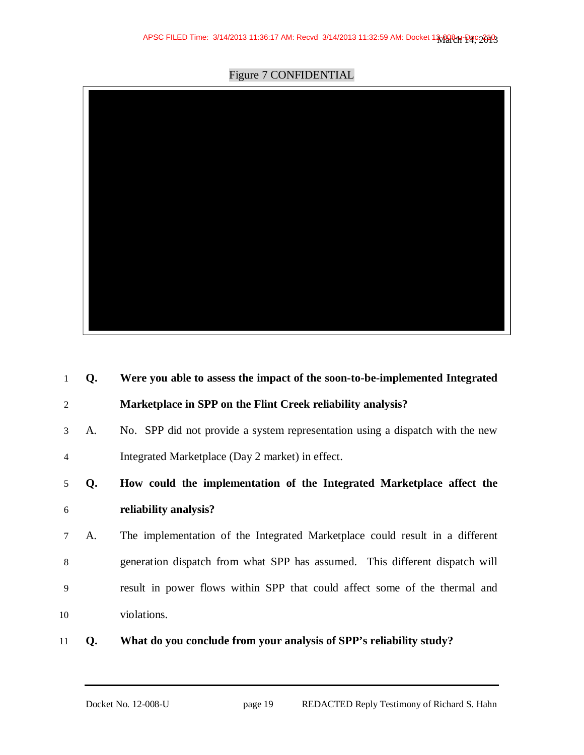Figure 7 CONFIDENTIAL

**Q. Were you able to assess the impact of the soon-to-be-implemented Integrated Marketplace in SPP on the Flint Creek reliability analysis?**

A. No. SPP did not provide a system representation using a dispatch with the new Integrated Marketplace (Day 2 market) in effect.

**Q. How could the implementation of the Integrated Marketplace affect the reliability analysis?**

A. The implementation of the Integrated Marketplace could result in a different generation dispatch from what SPP has assumed. This different dispatch will result in power flows within SPP that could affect some of the thermal and violations.

**Q. What do you conclude from your analysis of SPP's reliability study?**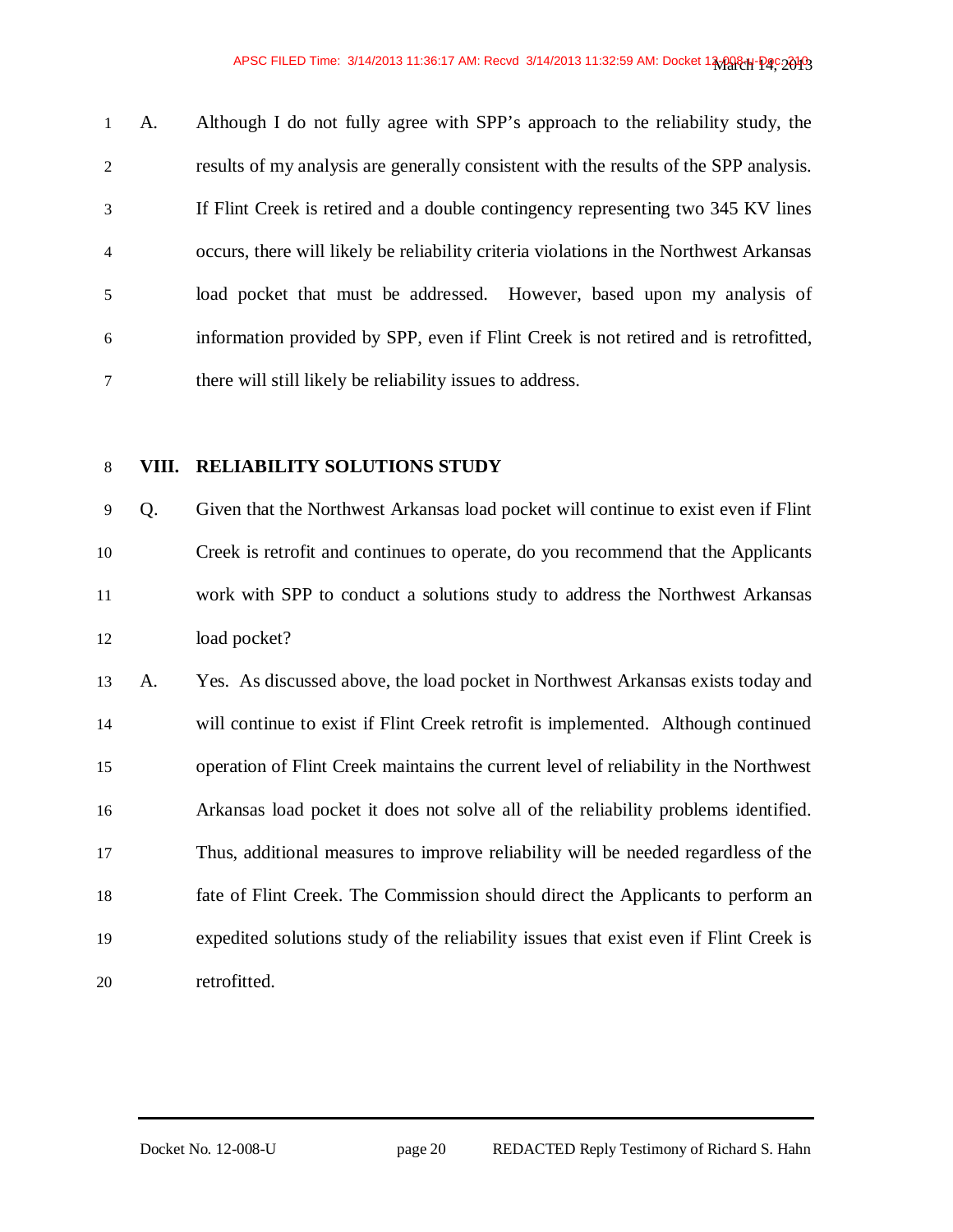A. Although I do not fully agree with SPP's approach to the reliability study, the results of my analysis are generally consistent with the results of the SPP analysis. If Flint Creek is retired and a double contingency representing two 345 KV lines occurs, there will likely be reliability criteria violations in the Northwest Arkansas load pocket that must be addressed. However, based upon my analysis of information provided by SPP, even if Flint Creek is not retired and is retrofitted, there will still likely be reliability issues to address.

## VIII. RELIABILITY SOLUTIONS STUDY

Q. Given that the Northwest Arkansas load pocket will continue to exist even if Flint Creek is retrofit and continues to operate, do you recommend that the Applicants work with SPP to conduct a solutions study to address the Northwest Arkansas load pocket?

A. Yes. As discussed above, the load pocket in Northwest Arkansas exists today and will continue to exist if Flint Creek retrofit is implemented. Although continued operation of Flint Creek maintains the current level of reliability in the Northwest Arkansas load pocket it does not solve all of the reliability problems identified. Thus, additional measures to improve reliability will be needed regardless of the fate of Flint Creek. The Commission should direct the Applicants to perform an expedited solutions study of the reliability issues that exist even if Flint Creek is retrofitted.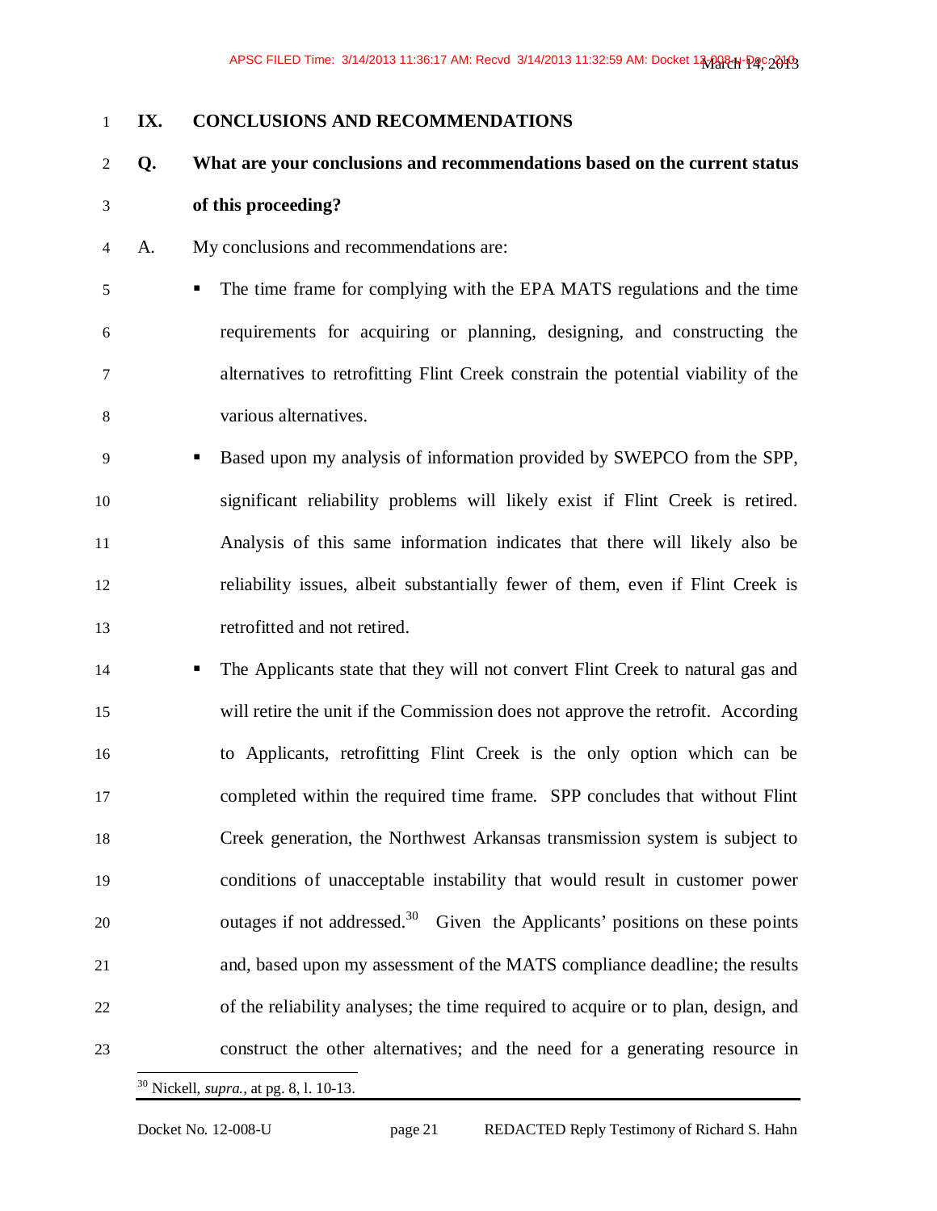## IX. CONCLUSIONS AND RECOMMENDATIONS

**Q. What are your conclusions and recommendations based on the current status of this proceeding?**

A. My conclusions and recommendations are:

- The time frame for complying with the EPA MATS regulations and the time requirements for acquiring or planning, designing, and constructing the alternatives to retrofitting Flint Creek constrain the potential viability of the various alternatives.
- Based upon my analysis of information provided by SWEPCO from the SPP, significant reliability problems will likely exist if Flint Creek is retired. Analysis of this same information indicates that there will likely also be reliability issues, albeit substantially fewer of them, even if Flint Creek is retrofitted and not retired.
- The Applicants state that they will not convert Flint Creek to natural gas and will retire the unit if the Commission does not approve the retrofit. According to Applicants, retrofitting Flint Creek is the only option which can be completed within the required time frame. SPP concludes that without Flint Creek generation, the Northwest Arkansas transmission system is subject to conditions of unacceptable instability that would result in customer power outages if not addressed.[30] Given the Applicants' positions on these points and, based upon my assessment of the MATS compliance deadline; the results of the reliability analyses; the time required to acquire or to plan, design, and construct the other alternatives; and the need for a generating resource in

[30] Nickell, *supra.*, at pg. 8, l. 10-13.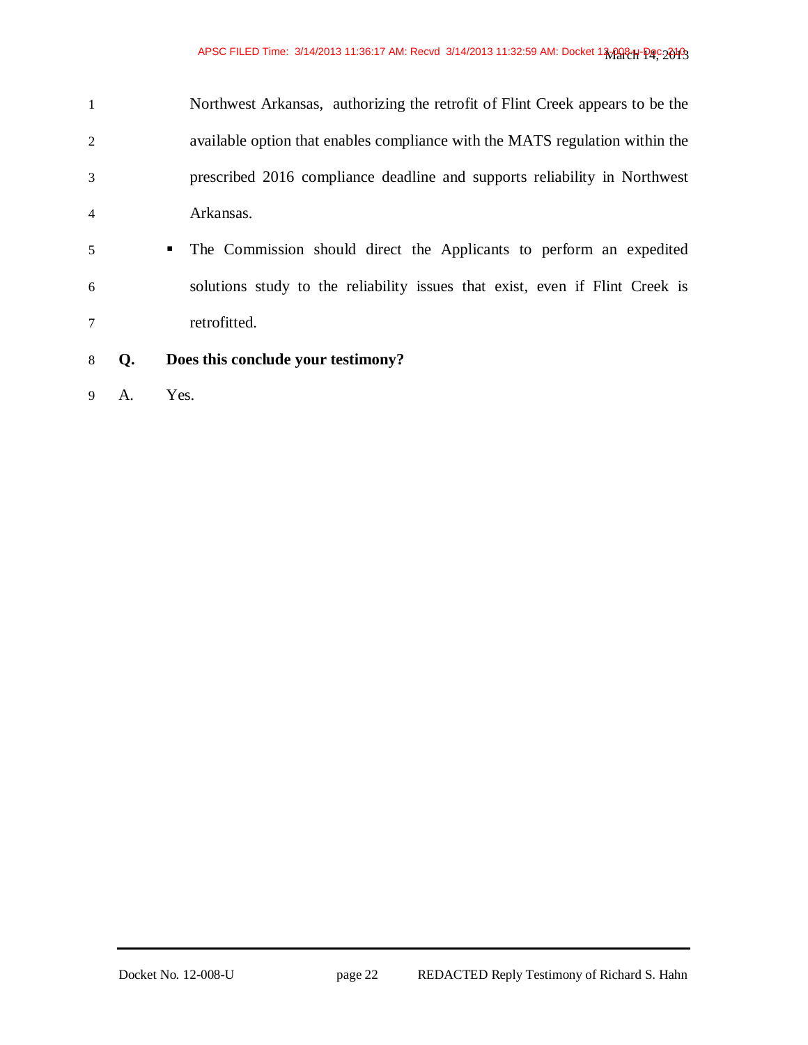Northwest Arkansas, authorizing the retrofit of Flint Creek appears to be the available option that enables compliance with the MATS regulation within the prescribed 2016 compliance deadline and supports reliability in Northwest Arkansas.

- The Commission should direct the Applicants to perform an expedited solutions study to the reliability issues that exist, even if Flint Creek is retrofitted.

**Q. Does this conclude your testimony?**

A. Yes.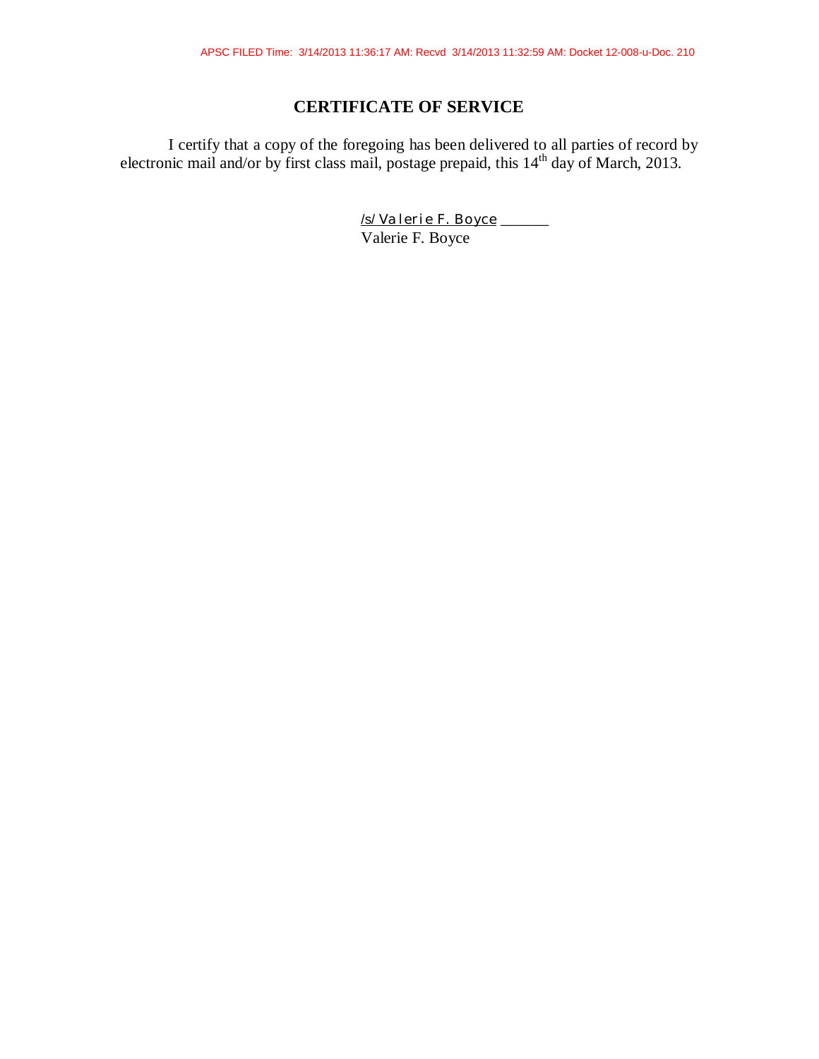APSC FILED Time: 3/14/2013 11:36:17 AM: Recvd 3/14/2013 11:32:59 AM: Docket 12-008-u-Doc. 210

## CERTIFICATE OF SERVICE

I certify that a copy of the foregoing has been delivered to all parties of record by electronic mail and/or by first class mail, postage prepaid, this 14th day of March, 2013.

/s/ Valerie F. Boyce
Valerie F. Boyce